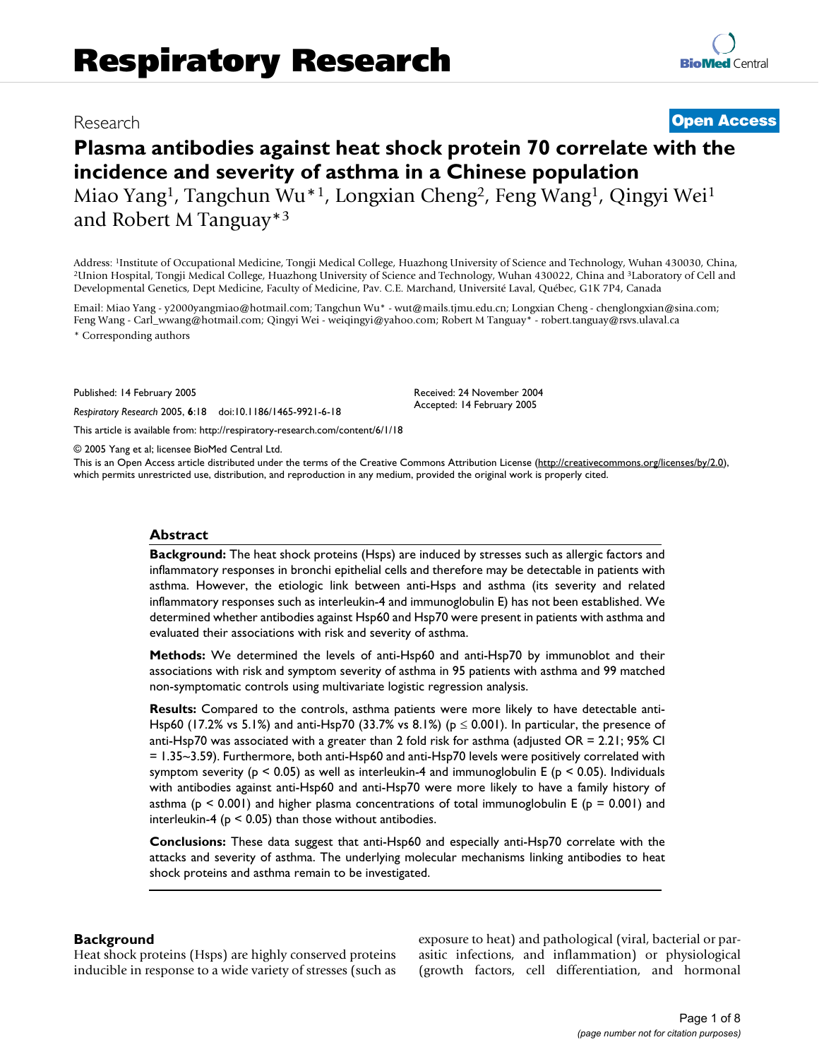# Respiratory Research

Research **Open Access**

# Plasma antibodies against heat shock protein 70 correlate with the incidence and severity of asthma in a Chinese population

Miao Yang[1], Tangchun Wu*[1], Longxian Cheng[2], Feng Wang[1], Qingyi Wei[1] and Robert M Tanguay*[3]

Address: [1]Institute of Occupational Medicine, Tongji Medical College, Huazhong University of Science and Technology, Wuhan 430030, China, [2]Union Hospital, Tongji Medical College, Huazhong University of Science and Technology, Wuhan 430022, China and [3]Laboratory of Cell and Developmental Genetics, Dept Medicine, Faculty of Medicine, Pav. C.E. Marchand, Université Laval, Québec, G1K 7P4, Canada

Email: Miao Yang - y2000yangmiao@hotmail.com; Tangchun Wu* - wut@mails.tjmu.edu.cn; Longxian Cheng - chenglongxian@sina.com; Feng Wang - Carl_wwang@hotmail.com; Qingyi Wei - weiqingyi@yahoo.com; Robert M Tanguay* - robert.tanguay@rsvs.ulaval.ca

* Corresponding authors

Published: 14 February 2005

*Respiratory Research* 2005, **6**:18 doi:10.1186/1465-9921-6-18

Received: 24 November 2004
Accepted: 14 February 2005

This article is available from: http://respiratory-research.com/content/6/1/18

© 2005 Yang et al; licensee BioMed Central Ltd.

This is an Open Access article distributed under the terms of the Creative Commons Attribution License (http://creativecommons.org/licenses/by/2.0), which permits unrestricted use, distribution, and reproduction in any medium, provided the original work is properly cited.

## Abstract

**Background:** The heat shock proteins (Hsps) are induced by stresses such as allergic factors and inflammatory responses in bronchi epithelial cells and therefore may be detectable in patients with asthma. However, the etiologic link between anti-Hsps and asthma (its severity and related inflammatory responses such as interleukin-4 and immunoglobulin E) has not been established. We determined whether antibodies against Hsp60 and Hsp70 were present in patients with asthma and evaluated their associations with risk and severity of asthma.

**Methods:** We determined the levels of anti-Hsp60 and anti-Hsp70 by immunoblot and their associations with risk and symptom severity of asthma in 95 patients with asthma and 99 matched non-symptomatic controls using multivariate logistic regression analysis.

**Results:** Compared to the controls, asthma patients were more likely to have detectable anti-Hsp60 (17.2% vs 5.1%) and anti-Hsp70 (33.7% vs 8.1%) ($p \leq 0.001$). In particular, the presence of anti-Hsp70 was associated with a greater than 2 fold risk for asthma (adjusted OR = 2.21; 95% CI = 1.35~3.59). Furthermore, both anti-Hsp60 and anti-Hsp70 levels were positively correlated with symptom severity ($p < 0.05$) as well as interleukin-4 and immunoglobulin E ($p < 0.05$). Individuals with antibodies against anti-Hsp60 and anti-Hsp70 were more likely to have a family history of asthma ($p < 0.001$) and higher plasma concentrations of total immunoglobulin E ($p = 0.001$) and interleukin-4 ($p < 0.05$) than those without antibodies.

**Conclusions:** These data suggest that anti-Hsp60 and especially anti-Hsp70 correlate with the attacks and severity of asthma. The underlying molecular mechanisms linking antibodies to heat shock proteins and asthma remain to be investigated.

## Background

Heat shock proteins (Hsps) are highly conserved proteins inducible in response to a wide variety of stresses (such as exposure to heat) and pathological (viral, bacterial or parasitic infections, and inflammation) or physiological (growth factors, cell differentiation, and hormonal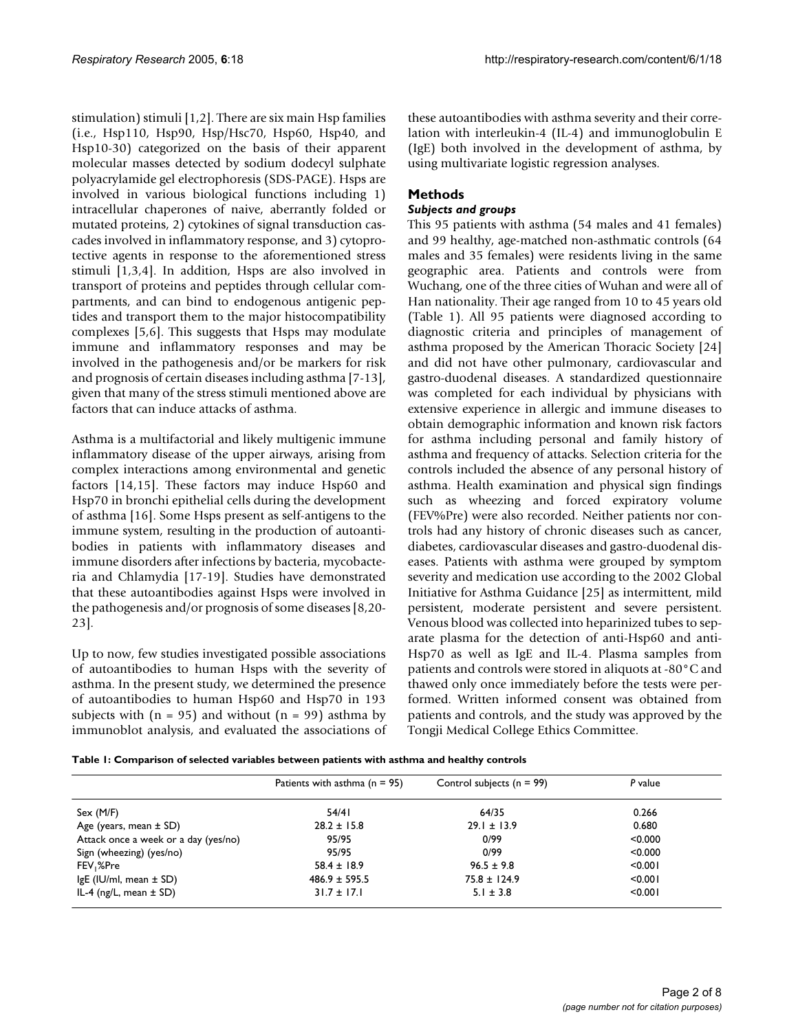stimulation) stimuli [1,2]. There are six main Hsp families (i.e., Hsp110, Hsp90, Hsp/Hsc70, Hsp60, Hsp40, and Hsp10-30) categorized on the basis of their apparent molecular masses detected by sodium dodecyl sulphate polyacrylamide gel electrophoresis (SDS-PAGE). Hsps are involved in various biological functions including 1) intracellular chaperones of naive, aberrantly folded or mutated proteins, 2) cytokines of signal transduction cascades involved in inflammatory response, and 3) cytoprotective agents in response to the aforementioned stress stimuli [1,3,4]. In addition, Hsps are also involved in transport of proteins and peptides through cellular compartments, and can bind to endogenous antigenic peptides and transport them to the major histocompatibility complexes [5,6]. This suggests that Hsps may modulate immune and inflammatory responses and may be involved in the pathogenesis and/or be markers for risk and prognosis of certain diseases including asthma [7-13], given that many of the stress stimuli mentioned above are factors that can induce attacks of asthma.

Asthma is a multifactorial and likely multigenic immune inflammatory disease of the upper airways, arising from complex interactions among environmental and genetic factors [14,15]. These factors may induce Hsp60 and Hsp70 in bronchi epithelial cells during the development of asthma [16]. Some Hsps present as self-antigens to the immune system, resulting in the production of autoantibodies in patients with inflammatory diseases and immune disorders after infections by bacteria, mycobacteria and Chlamydia [17-19]. Studies have demonstrated that these autoantibodies against Hsps were involved in the pathogenesis and/or prognosis of some diseases [8,20-23].

Up to now, few studies investigated possible associations of autoantibodies to human Hsps with the severity of asthma. In the present study, we determined the presence of autoantibodies to human Hsp60 and Hsp70 in 193 subjects with (n = 95) and without (n = 99) asthma by immunoblot analysis, and evaluated the associations of these autoantibodies with asthma severity and their correlation with interleukin-4 (IL-4) and immunoglobulin E (IgE) both involved in the development of asthma, by using multivariate logistic regression analyses.

## Methods

### *Subjects and groups*

This 95 patients with asthma (54 males and 41 females) and 99 healthy, age-matched non-asthmatic controls (64 males and 35 females) were residents living in the same geographic area. Patients and controls were from Wuchang, one of the three cities of Wuhan and were all of Han nationality. Their age ranged from 10 to 45 years old (Table 1). All 95 patients were diagnosed according to diagnostic criteria and principles of management of asthma proposed by the American Thoracic Society [24] and did not have other pulmonary, cardiovascular and gastro-duodenal diseases. A standardized questionnaire was completed for each individual by physicians with extensive experience in allergic and immune diseases to obtain demographic information and known risk factors for asthma including personal and family history of asthma and frequency of attacks. Selection criteria for the controls included the absence of any personal history of asthma. Health examination and physical sign findings such as wheezing and forced expiratory volume (FEV%Pre) were also recorded. Neither patients nor controls had any history of chronic diseases such as cancer, diabetes, cardiovascular diseases and gastro-duodenal diseases. Patients with asthma were grouped by symptom severity and medication use according to the 2002 Global Initiative for Asthma Guidance [25] as intermittent, mild persistent, moderate persistent and severe persistent. Venous blood was collected into heparinized tubes to separate plasma for the detection of anti-Hsp60 and anti-Hsp70 as well as IgE and IL-4. Plasma samples from patients and controls were stored in aliquots at -80°C and thawed only once immediately before the tests were performed. Written informed consent was obtained from patients and controls, and the study was approved by the Tongji Medical College Ethics Committee.

**Table 1: Comparison of selected variables between patients with asthma and healthy controls**

| | Patients with asthma (n = 95) | Control subjects (n = 99) | *P* value |
|---|---|---|---|
| Sex (M/F) | 54/41 | 64/35 | 0.266 |
| Age (years, mean ± SD) | 28.2 ± 15.8 | 29.1 ± 13.9 | 0.680 |
| Attack once a week or a day (yes/no) | 95/95 | 0/99 | <0.000 |
| Sign (wheezing) (yes/no) | 95/95 | 0/99 | <0.000 |
| $FEV_1$%Pre | 58.4 ± 18.9 | 96.5 ± 9.8 | <0.001 |
| IgE (IU/ml, mean ± SD) | 486.9 ± 595.5 | 75.8 ± 124.9 | <0.001 |
| IL-4 (ng/L, mean ± SD) | 31.7 ± 17.1 | 5.1 ± 3.8 | <0.001 |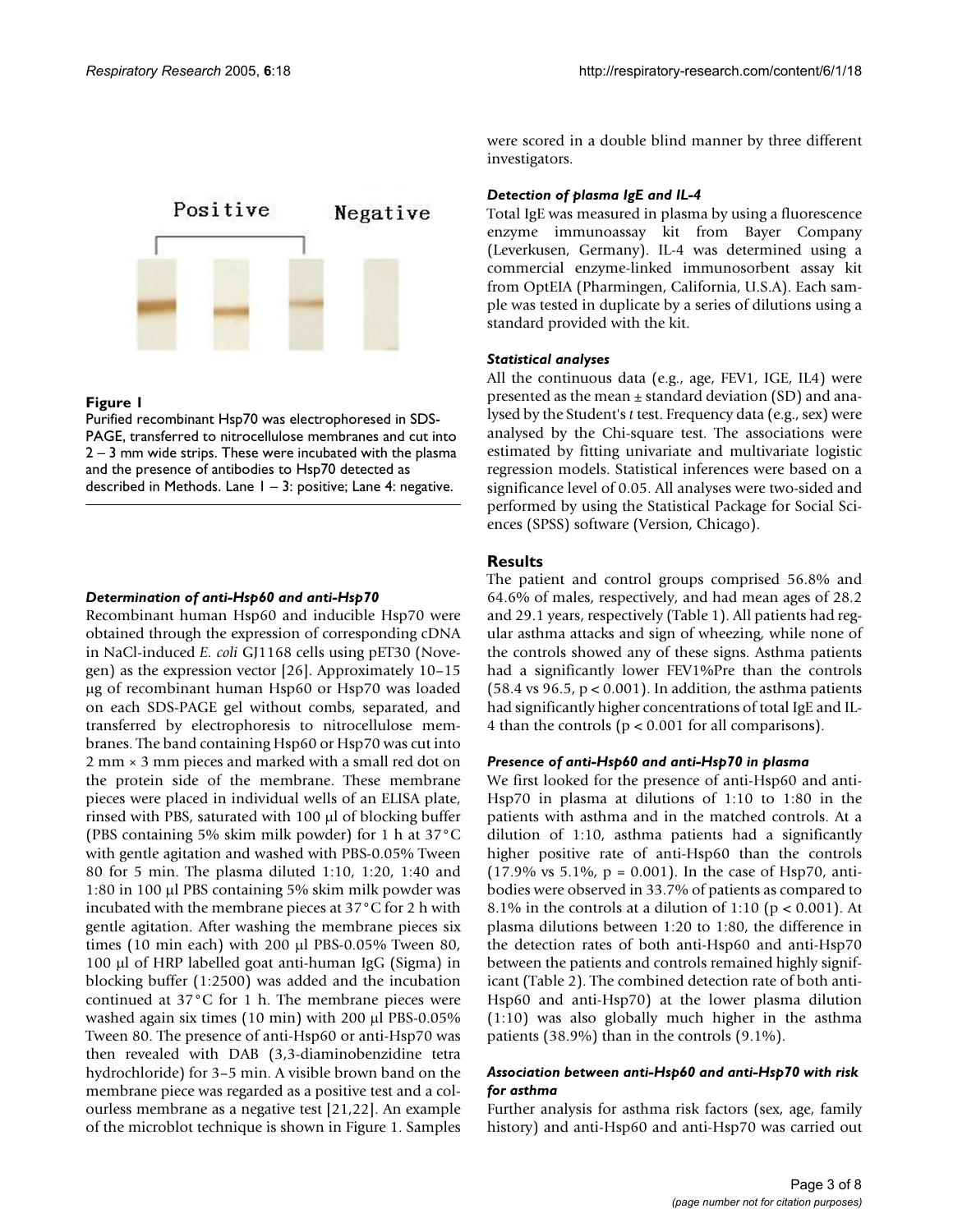Positive Negative

**Figure 1**

Purified recombinant Hsp70 was electrophoresed in SDS-PAGE, transferred to nitrocellulose membranes and cut into 2 – 3 mm wide strips. These were incubated with the plasma and the presence of antibodies to Hsp70 detected as described in Methods. Lane 1 – 3: positive; Lane 4: negative.

### *Determination of anti-Hsp60 and anti-Hsp70*

Recombinant human Hsp60 and inducible Hsp70 were obtained through the expression of corresponding cDNA in NaCl-induced *E. coli* GJ1168 cells using pET30 (Novegen) as the expression vector [26]. Approximately 10–15 μg of recombinant human Hsp60 or Hsp70 was loaded on each SDS-PAGE gel without combs, separated, and transferred by electrophoresis to nitrocellulose membranes. The band containing Hsp60 or Hsp70 was cut into 2 mm × 3 mm pieces and marked with a small red dot on the protein side of the membrane. These membrane pieces were placed in individual wells of an ELISA plate, rinsed with PBS, saturated with 100 μl of blocking buffer (PBS containing 5% skim milk powder) for 1 h at 37°C with gentle agitation and washed with PBS-0.05% Tween 80 for 5 min. The plasma diluted 1:10, 1:20, 1:40 and 1:80 in 100 μl PBS containing 5% skim milk powder was incubated with the membrane pieces at 37°C for 2 h with gentle agitation. After washing the membrane pieces six times (10 min each) with 200 μl PBS-0.05% Tween 80, 100 μl of HRP labelled goat anti-human IgG (Sigma) in blocking buffer (1:2500) was added and the incubation continued at 37°C for 1 h. The membrane pieces were washed again six times (10 min) with 200 μl PBS-0.05% Tween 80. The presence of anti-Hsp60 or anti-Hsp70 was then revealed with DAB (3,3-diaminobenzidine tetra hydrochloride) for 3–5 min. A visible brown band on the membrane piece was regarded as a positive test and a colourless membrane as a negative test [21,22]. An example of the microblot technique is shown in Figure 1. Samples were scored in a double blind manner by three different investigators.

### *Detection of plasma IgE and IL-4*

Total IgE was measured in plasma by using a fluorescence enzyme immunoassay kit from Bayer Company (Leverkusen, Germany). IL-4 was determined using a commercial enzyme-linked immunosorbent assay kit from OptEIA (Pharmingen, California, U.S.A). Each sample was tested in duplicate by a series of dilutions using a standard provided with the kit.

### *Statistical analyses*

All the continuous data (e.g., age, FEV1, IGE, IL4) were presented as the mean ± standard deviation (SD) and analysed by the Student's *t* test. Frequency data (e.g., sex) were analysed by the Chi-square test. The associations were estimated by fitting univariate and multivariate logistic regression models. Statistical inferences were based on a significance level of 0.05. All analyses were two-sided and performed by using the Statistical Package for Social Sciences (SPSS) software (Version, Chicago).

## Results

The patient and control groups comprised 56.8% and 64.6% of males, respectively, and had mean ages of 28.2 and 29.1 years, respectively (Table 1). All patients had regular asthma attacks and sign of wheezing, while none of the controls showed any of these signs. Asthma patients had a significantly lower FEV1%Pre than the controls (58.4 vs 96.5, $p < 0.001$). In addition, the asthma patients had significantly higher concentrations of total IgE and IL-4 than the controls ($p < 0.001$ for all comparisons).

### *Presence of anti-Hsp60 and anti-Hsp70 in plasma*

We first looked for the presence of anti-Hsp60 and anti-Hsp70 in plasma at dilutions of 1:10 to 1:80 in the patients with asthma and in the matched controls. At a dilution of 1:10, asthma patients had a significantly higher positive rate of anti-Hsp60 than the controls (17.9% vs 5.1%, $p = 0.001$). In the case of Hsp70, antibodies were observed in 33.7% of patients as compared to 8.1% in the controls at a dilution of 1:10 ($p < 0.001$). At plasma dilutions between 1:20 to 1:80, the difference in the detection rates of both anti-Hsp60 and anti-Hsp70 between the patients and controls remained highly significant (Table 2). The combined detection rate of both anti-Hsp60 and anti-Hsp70) at the lower plasma dilution (1:10) was also globally much higher in the asthma patients (38.9%) than in the controls (9.1%).

### *Association between anti-Hsp60 and anti-Hsp70 with risk for asthma*

Further analysis for asthma risk factors (sex, age, family history) and anti-Hsp60 and anti-Hsp70 was carried out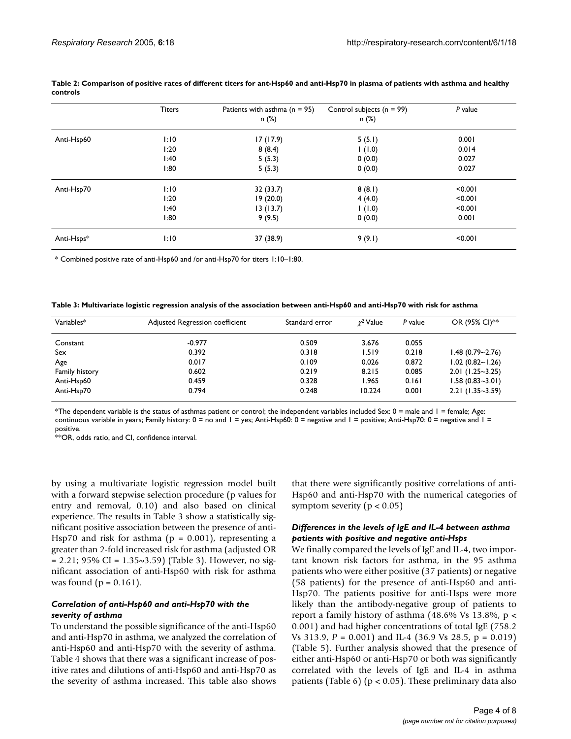**Table 2: Comparison of positive rates of different titers for ant-Hsp60 and anti-Hsp70 in plasma of patients with asthma and healthy controls**

| | Titers | Patients with asthma (n = 95) n (%) | Control subjects (n = 99) n (%) | *P* value |
|---|---|---|---|---|
| Anti-Hsp60 | 1:10 | 17 (17.9) | 5 (5.1) | 0.001 |
| | 1:20 | 8 (8.4) | 1 (1.0) | 0.014 |
| | 1:40 | 5 (5.3) | 0 (0.0) | 0.027 |
| | 1:80 | 5 (5.3) | 0 (0.0) | 0.027 |
| Anti-Hsp70 | 1:10 | 32 (33.7) | 8 (8.1) | <0.001 |
| | 1:20 | 19 (20.0) | 4 (4.0) | <0.001 |
| | 1:40 | 13 (13.7) | 1 (1.0) | <0.001 |
| | 1:80 | 9 (9.5) | 0 (0.0) | 0.001 |
| Anti-Hsps* | 1:10 | 37 (38.9) | 9 (9.1) | <0.001 |

* Combined positive rate of anti-Hsp60 and /or anti-Hsp70 for titers 1:10–1:80.

**Table 3: Multivariate logistic regression analysis of the association between anti-Hsp60 and anti-Hsp70 with risk for asthma**

| Variables* | Adjusted Regression coefficient | Standard error | $\chi^2$ Value | *P* value | OR (95% CI)** |
|---|---|---|---|---|---|
| Constant | -0.977 | 0.509 | 3.676 | 0.055 | |
| Sex | 0.392 | 0.318 | 1.519 | 0.218 | 1.48 (0.79~2.76) |
| Age | 0.017 | 0.109 | 0.026 | 0.872 | 1.02 (0.82~1.26) |
| Family history | 0.602 | 0.219 | 8.215 | 0.085 | 2.01 (1.25~3.25) |
| Anti-Hsp60 | 0.459 | 0.328 | 1.965 | 0.161 | 1.58 (0.83~3.01) |
| Anti-Hsp70 | 0.794 | 0.248 | 10.224 | 0.001 | 2.21 (1.35~3.59) |

*The dependent variable is the status of asthmas patient or control; the independent variables included Sex: 0 = male and 1 = female; Age: continuous variable in years; Family history: 0 = no and 1 = yes; Anti-Hsp60: 0 = negative and 1 = positive; Anti-Hsp70: 0 = negative and 1 = positive.
**OR, odds ratio, and CI, confidence interval.

by using a multivariate logistic regression model built with a forward stepwise selection procedure (p values for entry and removal, 0.10) and also based on clinical experience. The results in Table 3 show a statistically significant positive association between the presence of anti-Hsp70 and risk for asthma (p = 0.001), representing a greater than 2-fold increased risk for asthma (adjusted OR = 2.21; 95% CI = 1.35~3.59) (Table 3). However, no significant association of anti-Hsp60 with risk for asthma was found (p = 0.161).

### *Correlation of anti-Hsp60 and anti-Hsp70 with the severity of asthma*

To understand the possible significance of the anti-Hsp60 and anti-Hsp70 in asthma, we analyzed the correlation of anti-Hsp60 and anti-Hsp70 with the severity of asthma. Table 4 shows that there was a significant increase of positive rates and dilutions of anti-Hsp60 and anti-Hsp70 as the severity of asthma increased. This table also shows that there were significantly positive correlations of anti-Hsp60 and anti-Hsp70 with the numerical categories of symptom severity ($p < 0.05$)

### *Differences in the levels of IgE and IL-4 between asthma patients with positive and negative anti-Hsps*

We finally compared the levels of IgE and IL-4, two important known risk factors for asthma, in the 95 asthma patients who were either positive (37 patients) or negative (58 patients) for the presence of anti-Hsp60 and anti-Hsp70. The patients positive for anti-Hsps were more likely than the antibody-negative group of patients to report a family history of asthma (48.6% Vs 13.8%, $p < 0.001$) and had higher concentrations of total IgE (758.2 Vs 313.9, *P* = 0.001) and IL-4 (36.9 Vs 28.5, p = 0.019) (Table 5). Further analysis showed that the presence of either anti-Hsp60 or anti-Hsp70 or both was significantly correlated with the levels of IgE and IL-4 in asthma patients (Table 6) ($p < 0.05$). These preliminary data also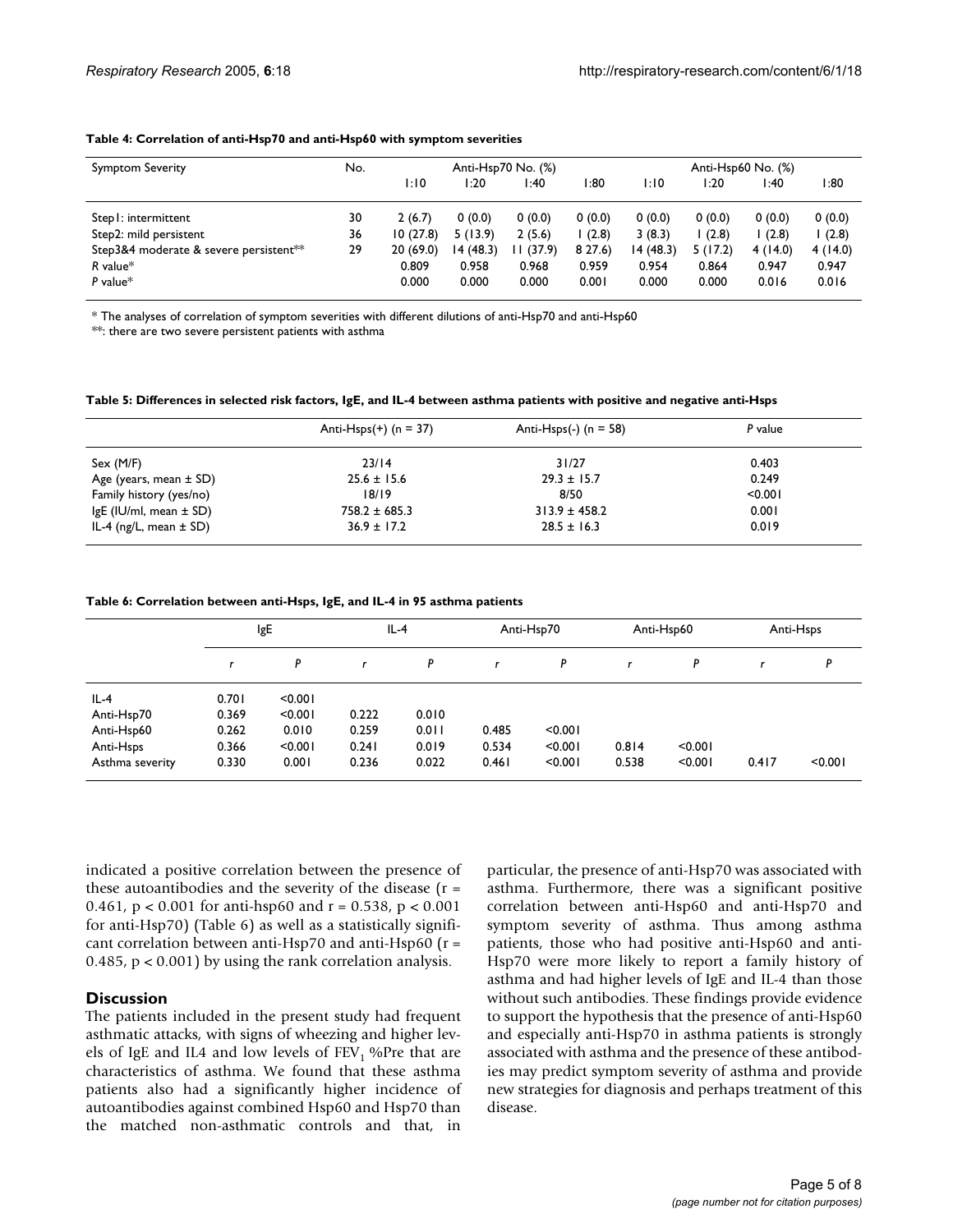**Table 4: Correlation of anti-Hsp70 and anti-Hsp60 with symptom severities**

| Symptom Severity | No. | Anti-Hsp70 No. (%) | | | | Anti-Hsp60 No. (%) | | | |
|---|---|---|---|---|---|---|---|---|---|
| | | 1:10 | 1:20 | 1:40 | 1:80 | 1:10 | 1:20 | 1:40 | 1:80 |
| Step1: intermittent | 30 | 2 (6.7) | 0 (0.0) | 0 (0.0) | 0 (0.0) | 0 (0.0) | 0 (0.0) | 0 (0.0) | 0 (0.0) |
| Step2: mild persistent | 36 | 10 (27.8) | 5 (13.9) | 2 (5.6) | 1 (2.8) | 3 (8.3) | 1 (2.8) | 1 (2.8) | 1 (2.8) |
| Step3&4 moderate & severe persistent** | 29 | 20 (69.0) | 14 (48.3) | 11 (37.9) | 8 27.6) | 14 (48.3) | 5 (17.2) | 4 (14.0) | 4 (14.0) |
| *R* value* | | 0.809 | 0.958 | 0.968 | 0.959 | 0.954 | 0.864 | 0.947 | 0.947 |
| *P* value* | | 0.000 | 0.000 | 0.000 | 0.001 | 0.000 | 0.000 | 0.016 | 0.016 |

* The analyses of correlation of symptom severities with different dilutions of anti-Hsp70 and anti-Hsp60
**: there are two severe persistent patients with asthma

**Table 5: Differences in selected risk factors, IgE, and IL-4 between asthma patients with positive and negative anti-Hsps**

| | Anti-Hsps(+) (n = 37) | Anti-Hsps(-) (n = 58) | *P* value |
|---|---|---|---|
| Sex (M/F) | 23/14 | 31/27 | 0.403 |
| Age (years, mean ± SD) | 25.6 ± 15.6 | 29.3 ± 15.7 | 0.249 |
| Family history (yes/no) | 18/19 | 8/50 | <0.001 |
| IgE (IU/ml, mean ± SD) | 758.2 ± 685.3 | 313.9 ± 458.2 | 0.001 |
| IL-4 (ng/L, mean ± SD) | 36.9 ± 17.2 | 28.5 ± 16.3 | 0.019 |

**Table 6: Correlation between anti-Hsps, IgE, and IL-4 in 95 asthma patients**

| | IgE | | IL-4 | | Anti-Hsp70 | | Anti-Hsp60 | | Anti-Hsps | |
|---|---|---|---|---|---|---|---|---|---|---|
| | *r* | *P* | *r* | *P* | *r* | *P* | *r* | *P* | *r* | *P* |
| IL-4 | 0.701 | <0.001 | | | | | | | | |
| Anti-Hsp70 | 0.369 | <0.001 | 0.222 | 0.010 | | | | | | |
| Anti-Hsp60 | 0.262 | 0.010 | 0.259 | 0.011 | 0.485 | <0.001 | | | | |
| Anti-Hsps | 0.366 | <0.001 | 0.241 | 0.019 | 0.534 | <0.001 | 0.814 | <0.001 | | |
| Asthma severity | 0.330 | 0.001 | 0.236 | 0.022 | 0.461 | <0.001 | 0.538 | <0.001 | 0.417 | <0.001 |

indicated a positive correlation between the presence of these autoantibodies and the severity of the disease ($r = 0.461$, $p < 0.001$ for anti-hsp60 and $r = 0.538$, $p < 0.001$ for anti-Hsp70) (Table 6) as well as a statistically significant correlation between anti-Hsp70 and anti-Hsp60 ($r = 0.485$, $p < 0.001$) by using the rank correlation analysis.

## Discussion

The patients included in the present study had frequent asthmatic attacks, with signs of wheezing and higher levels of IgE and IL4 and low levels of $FEV_1$ %Pre that are characteristics of asthma. We found that these asthma patients also had a significantly higher incidence of autoantibodies against combined Hsp60 and Hsp70 than the matched non-asthmatic controls and that, in particular, the presence of anti-Hsp70 was associated with asthma. Furthermore, there was a significant positive correlation between anti-Hsp60 and anti-Hsp70 and symptom severity of asthma. Thus among asthma patients, those who had positive anti-Hsp60 and anti-Hsp70 were more likely to report a family history of asthma and had higher levels of IgE and IL-4 than those without such antibodies. These findings provide evidence to support the hypothesis that the presence of anti-Hsp60 and especially anti-Hsp70 in asthma patients is strongly associated with asthma and the presence of these antibodies may predict symptom severity of asthma and provide new strategies for diagnosis and perhaps treatment of this disease.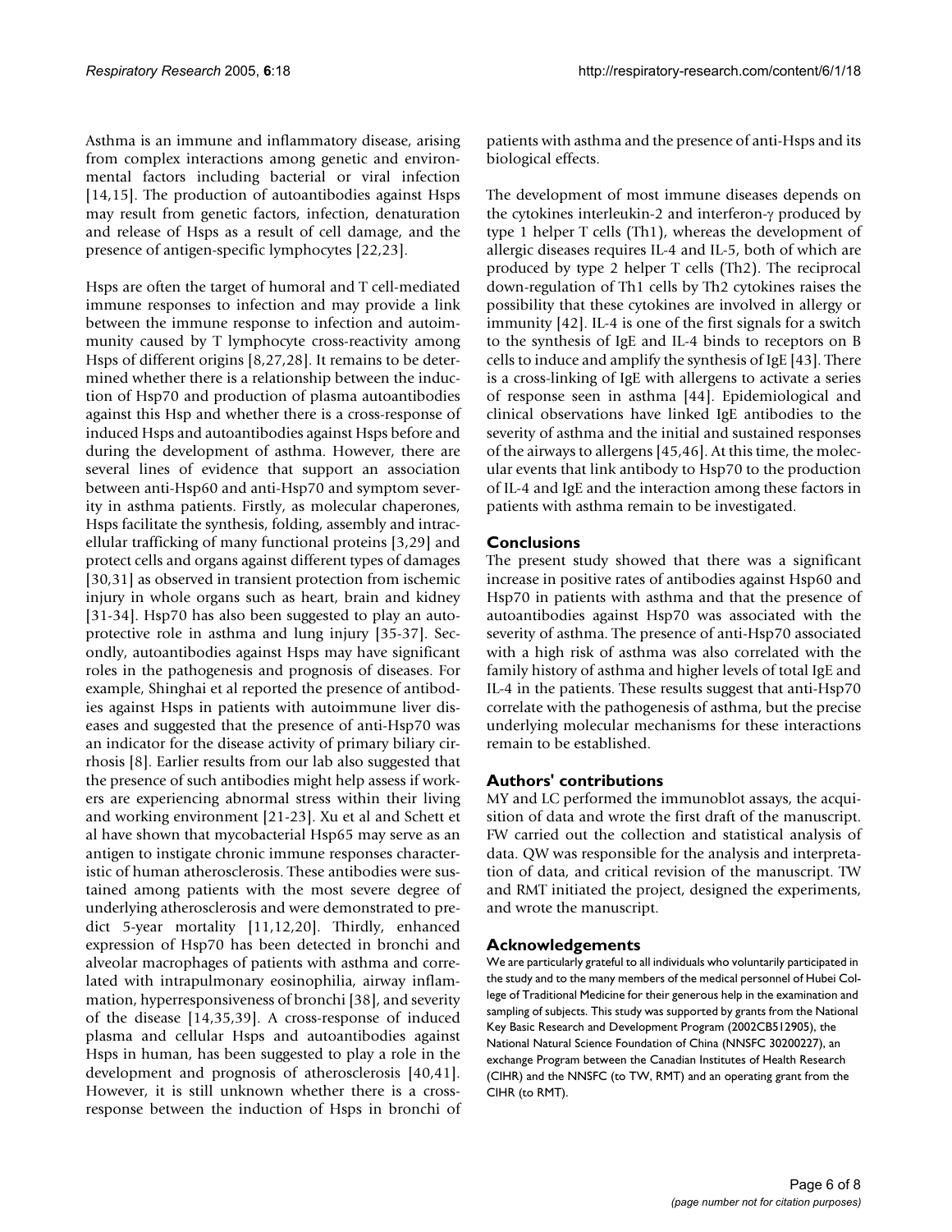Asthma is an immune and inflammatory disease, arising from complex interactions among genetic and environmental factors including bacterial or viral infection [14,15]. The production of autoantibodies against Hsps may result from genetic factors, infection, denaturation and release of Hsps as a result of cell damage, and the presence of antigen-specific lymphocytes [22,23].

Hsps are often the target of humoral and T cell-mediated immune responses to infection and may provide a link between the immune response to infection and autoimmunity caused by T lymphocyte cross-reactivity among Hsps of different origins [8,27,28]. It remains to be determined whether there is a relationship between the induction of Hsp70 and production of plasma autoantibodies against this Hsp and whether there is a cross-response of induced Hsps and autoantibodies against Hsps before and during the development of asthma. However, there are several lines of evidence that support an association between anti-Hsp60 and anti-Hsp70 and symptom severity in asthma patients. Firstly, as molecular chaperones, Hsps facilitate the synthesis, folding, assembly and intracellular trafficking of many functional proteins [3,29] and protect cells and organs against different types of damages [30,31] as observed in transient protection from ischemic injury in whole organs such as heart, brain and kidney [31-34]. Hsp70 has also been suggested to play an autoprotective role in asthma and lung injury [35-37]. Secondly, autoantibodies against Hsps may have significant roles in the pathogenesis and prognosis of diseases. For example, Shinghai et al reported the presence of antibodies against Hsps in patients with autoimmune liver diseases and suggested that the presence of anti-Hsp70 was an indicator for the disease activity of primary biliary cirrhosis [8]. Earlier results from our lab also suggested that the presence of such antibodies might help assess if workers are experiencing abnormal stress within their living and working environment [21-23]. Xu et al and Schett et al have shown that mycobacterial Hsp65 may serve as an antigen to instigate chronic immune responses characteristic of human atherosclerosis. These antibodies were sustained among patients with the most severe degree of underlying atherosclerosis and were demonstrated to predict 5-year mortality [11,12,20]. Thirdly, enhanced expression of Hsp70 has been detected in bronchi and alveolar macrophages of patients with asthma and correlated with intrapulmonary eosinophilia, airway inflammation, hyperresponsiveness of bronchi [38], and severity of the disease [14,35,39]. A cross-response of induced plasma and cellular Hsps and autoantibodies against Hsps in human, has been suggested to play a role in the development and prognosis of atherosclerosis [40,41]. However, it is still unknown whether there is a cross-response between the induction of Hsps in bronchi of patients with asthma and the presence of anti-Hsps and its biological effects.

The development of most immune diseases depends on the cytokines interleukin-2 and interferon-γ produced by type 1 helper T cells (Th1), whereas the development of allergic diseases requires IL-4 and IL-5, both of which are produced by type 2 helper T cells (Th2). The reciprocal down-regulation of Th1 cells by Th2 cytokines raises the possibility that these cytokines are involved in allergy or immunity [42]. IL-4 is one of the first signals for a switch to the synthesis of IgE and IL-4 binds to receptors on B cells to induce and amplify the synthesis of IgE [43]. There is a cross-linking of IgE with allergens to activate a series of response seen in asthma [44]. Epidemiological and clinical observations have linked IgE antibodies to the severity of asthma and the initial and sustained responses of the airways to allergens [45,46]. At this time, the molecular events that link antibody to Hsp70 to the production of IL-4 and IgE and the interaction among these factors in patients with asthma remain to be investigated.

## Conclusions

The present study showed that there was a significant increase in positive rates of antibodies against Hsp60 and Hsp70 in patients with asthma and that the presence of autoantibodies against Hsp70 was associated with the severity of asthma. The presence of anti-Hsp70 associated with a high risk of asthma was also correlated with the family history of asthma and higher levels of total IgE and IL-4 in the patients. These results suggest that anti-Hsp70 correlate with the pathogenesis of asthma, but the precise underlying molecular mechanisms for these interactions remain to be established.

## Authors' contributions

MY and LC performed the immunoblot assays, the acquisition of data and wrote the first draft of the manuscript. FW carried out the collection and statistical analysis of data. QW was responsible for the analysis and interpretation of data, and critical revision of the manuscript. TW and RMT initiated the project, designed the experiments, and wrote the manuscript.

## Acknowledgements

We are particularly grateful to all individuals who voluntarily participated in the study and to the many members of the medical personnel of Hubei College of Traditional Medicine for their generous help in the examination and sampling of subjects. This study was supported by grants from the National Key Basic Research and Development Program (2002CB512905), the National Natural Science Foundation of China (NNSFC 30200227), an exchange Program between the Canadian Institutes of Health Research (CIHR) and the NNSFC (to TW, RMT) and an operating grant from the CIHR (to RMT).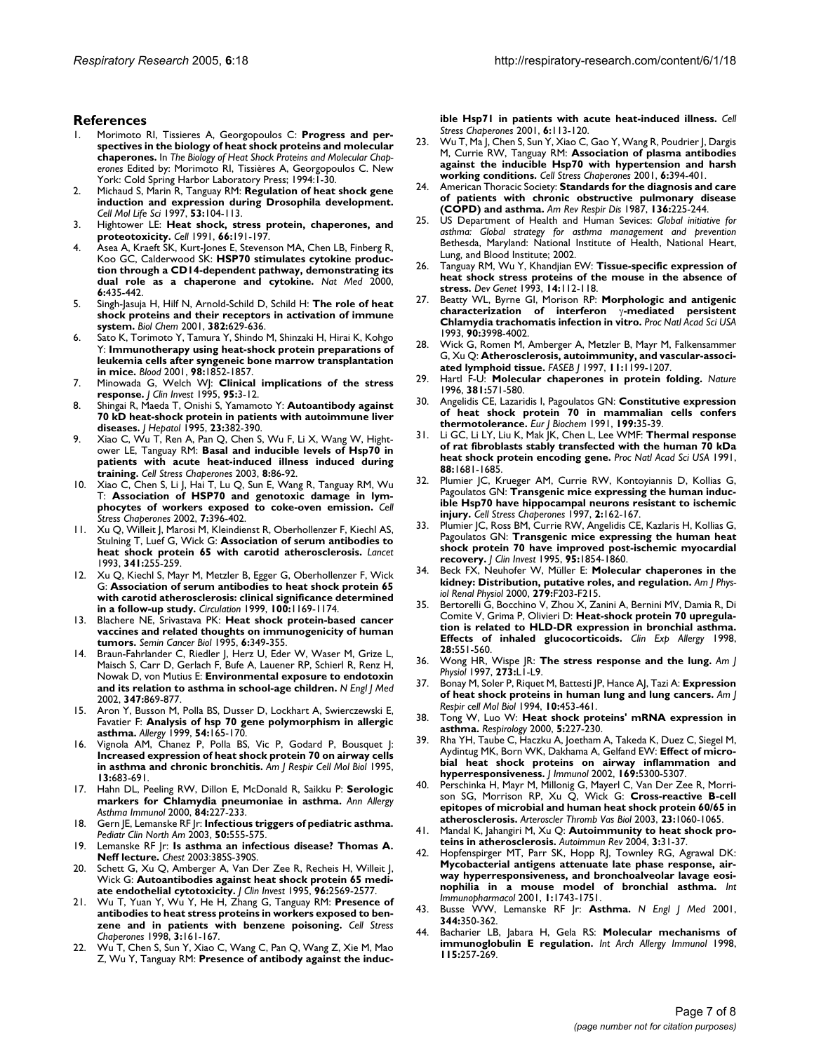## References

1. Morimoto RI, Tissieres A, Georgopoulos C: **Progress and perspectives in the biology of heat shock proteins and molecular chaperones.** In *The Biology of Heat Shock Proteins and Molecular Chaperones* Edited by: Morimoto RI, Tissières A, Georgopoulos C. New York: Cold Spring Harbor Laboratory Press; 1994:1-30.
2. Michaud S, Marin R, Tanguay RM: **Regulation of heat shock gene induction and expression during Drosophila development.** *Cell Mol Life Sci* 1997, **53:**104-113.
3. Hightower LE: **Heat shock, stress protein, chaperones, and proteotoxicity.** *Cell* 1991, **66:**191-197.
4. Asea A, Kraeft SK, Kurt-Jones E, Stevenson MA, Chen LB, Finberg R, Koo GC, Calderwood SK: **HSP70 stimulates cytokine production through a CD14-dependent pathway, demonstrating its dual role as a chaperone and cytokine.** *Nat Med* 2000, **6:**435-442.
5. Singh-Jasuja H, Hilf N, Arnold-Schild D, Schild H: **The role of heat shock proteins and their receptors in activation of immune system.** *Biol Chem* 2001, **382:**629-636.
6. Sato K, Torimoto Y, Tamura Y, Shindo M, Shinzaki H, Hirai K, Kohgo Y: **Immunotherapy using heat-shock protein preparations of leukemia cells after syngeneic bone marrow transplantation in mice.** *Blood* 2001, **98:**1852-1857.
7. Minowada G, Welch WJ: **Clinical implications of the stress response.** *J Clin Invest* 1995, **95:**3-12.
8. Shingai R, Maeda T, Onishi S, Yamamoto Y: **Autoantibody against 70 kD heat-shock protein in patients with autoimmune liver diseases.** *J Hepatol* 1995, **23:**382-390.
9. Xiao C, Wu T, Ren A, Pan Q, Chen S, Wu F, Li X, Wang W, Hightower LE, Tanguay RM: **Basal and inducible levels of Hsp70 in patients with acute heat-induced illness induced during training.** *Cell Stress Chaperones* 2003, **8:**86-92.
10. Xiao C, Chen S, Li J, Hai T, Lu Q, Sun E, Wang R, Tanguay RM, Wu T: **Association of HSP70 and genotoxic damage in lymphocytes of workers exposed to coke-oven emission.** *Cell Stress Chaperones* 2002, **7:**396-402.
11. Xu Q, Willeit J, Marosi M, Kleindienst R, Oberhollenzer F, Kiechl AS, Stulning T, Luef G, Wick G: **Association of serum antibodies to heat shock protein 65 with carotid atherosclerosis.** *Lancet* 1993, **341:**255-259.
12. Xu Q, Kiechl S, Mayr M, Metzler B, Egger G, Oberhollenzer F, Wick G: **Association of serum antibodies to heat shock protein 65 with carotid atherosclerosis: clinical significance determined in a follow-up study.** *Circulation* 1999, **100:**1169-1174.
13. Blachere NE, Srivastava PK: **Heat shock protein-based cancer vaccines and related thoughts on immunogenicity of human tumors.** *Semin Cancer Biol* 1995, **6:**349-355.
14. Braun-Fahrlander C, Riedler J, Herz U, Eder W, Waser M, Grize L, Maisch S, Carr D, Gerlach F, Bufe A, Lauener RP, Schierl R, Renz H, Nowak D, von Mutius E: **Environmental exposure to endotoxin and its relation to asthma in school-age children.** *N Engl J Med* 2002, **347:**869-877.
15. Aron Y, Busson M, Polla BS, Dusser D, Lockhart A, Swierczewski E, Favatier F: **Analysis of hsp 70 gene polymorphism in allergic asthma.** *Allergy* 1999, **54:**165-170.
16. Vignola AM, Chanez P, Polla BS, Vic P, Godard P, Bousquet J: **Increased expression of heat shock protein 70 on airway cells in asthma and chronic bronchitis.** *Am J Respir Cell Mol Biol* 1995, **13:**683-691.
17. Hahn DL, Peeling RW, Dillon E, McDonald R, Saikku P: **Serologic markers for Chlamydia pneumoniae in asthma.** *Ann Allergy Asthma Immunol* 2000, **84:**227-233.
18. Gern JE, Lemanske RF Jr: **Infectious triggers of pediatric asthma.** *Pediatr Clin North Am* 2003, **50:**555-575.
19. Lemanske RF Jr: **Is asthma an infectious disease? Thomas A. Neff lecture.** *Chest* 2003:385S-390S.
20. Schett G, Xu Q, Amberger A, Van Der Zee R, Recheis H, Willeit J, Wick G: **Autoantibodies against heat shock protein 65 mediate endothelial cytotoxicity.** *J Clin Invest* 1995, **96:**2569-2577.
21. Wu T, Yuan Y, Wu Y, He H, Zhang G, Tanguay RM: **Presence of antibodies to heat stress proteins in workers exposed to benzene and in patients with benzene poisoning.** *Cell Stress Chaperones* 1998, **3:**161-167.
22. Wu T, Chen S, Sun Y, Xiao C, Wang C, Pan Q, Wang Z, Xie M, Mao Z, Wu Y, Tanguay RM: **Presence of antibody against the inducible Hsp71 in patients with acute heat-induced illness.** *Cell Stress Chaperones* 2001, **6:**113-120.
23. Wu T, Ma J, Chen S, Sun Y, Xiao C, Gao Y, Wang R, Poudrier J, Dargis M, Currie RW, Tanguay RM: **Association of plasma antibodies against the inducible Hsp70 with hypertension and harsh working conditions.** *Cell Stress Chaperones* 2001, **6:**394-401.
24. American Thoracic Society: **Standards for the diagnosis and care of patients with chronic obstructive pulmonary disease (COPD) and asthma.** *Am Rev Respir Dis* 1987, **136:**225-244.
25. US Department of Health and Human Sevices: *Global initiative for asthma: Global strategy for asthma management and prevention* Bethesda, Maryland: National Institute of Health, National Heart, Lung, and Blood Institute; 2002.
26. Tanguay RM, Wu Y, Khandjian EW: **Tissue-specific expression of heat shock stress proteins of the mouse in the absence of stress.** *Dev Genet* 1993, **14:**112-118.
27. Beatty WL, Byrne GI, Morison RP: **Morphologic and antigenic characterization of interferon γ-mediated persistent Chlamydia trachomatis infection in vitro.** *Proc Natl Acad Sci USA* 1993, **90:**3998-4002.
28. Wick G, Romen M, Amberger A, Metzler B, Mayr M, Falkensammer G, Xu Q: **Atherosclerosis, autoimmunity, and vascular-associated lymphoid tissue.** *FASEB J* 1997, **11:**1199-1207.
29. Hartl F-U: **Molecular chaperones in protein folding.** *Nature* 1996, **381:**571-580.
30. Angelidis CE, Lazaridis I, Pagoulatos GN: **Constitutive expression of heat shock protein 70 in mammalian cells confers thermotolerance.** *Eur J Biochem* 1991, **199:**35-39.
31. Li GC, Li LY, Liu K, Mak JK, Chen L, Lee WMF: **Thermal response of rat fibroblasts stably transfected with the human 70 kDa heat shock protein encoding gene.** *Proc Natl Acad Sci USA* 1991, **88:**1681-1685.
32. Plumier JC, Krueger AM, Currie RW, Kontoyiannis D, Kollias G, Pagoulatos GN: **Transgenic mice expressing the human inducible Hsp70 have hippocampal neurons resistant to ischemic injury.** *Cell Stress Chaperones* 1997, **2:**162-167.
33. Plumier JC, Ross BM, Currie RW, Angelidis CE, Kazlaris H, Kollias G, Pagoulatos GN: **Transgenic mice expressing the human heat shock protein 70 have improved post-ischemic myocardial recovery.** *J Clin Invest* 1995, **95:**1854-1860.
34. Beck FX, Neuhofer W, Müller E: **Molecular chaperones in the kidney: Distribution, putative roles, and regulation.** *Am J Physiol Renal Physiol* 2000, **279:**F203-F215.
35. Bertorelli G, Bocchino V, Zhou X, Zanini A, Bernini MV, Damia R, Di Comite V, Grima P, Olivieri D: **Heat-shock protein 70 upregulation is related to HLD-DR expression in bronchial asthma. Effects of inhaled glucocorticoids.** *Clin Exp Allergy* 1998, **28:**551-560.
36. Wong HR, Wispe JR: **The stress response and the lung.** *Am J Physiol* 1997, **273:**L1-L9.
37. Bonay M, Soler P, Riquet M, Battesti JP, Hance AJ, Tazi A: **Expression of heat shock proteins in human lung and lung cancers.** *Am J Respir cell Mol Biol* 1994, **10:**453-461.
38. Tong W, Luo W: **Heat shock proteins' mRNA expression in asthma.** *Respirology* 2000, **5:**227-230.
39. Rha YH, Taube C, Haczku A, Joetham A, Takeda K, Duez C, Siegel M, Aydintug MK, Born WK, Dakhama A, Gelfand EW: **Effect of microbial heat shock proteins on airway inflammation and hyperresponsiveness.** *J Immunol* 2002, **169:**5300-5307.
40. Perschinka H, Mayr M, Millonig G, Mayerl C, Van Der Zee R, Morrison SG, Morrison RP, Xu Q, Wick G: **Cross-reactive B-cell epitopes of microbial and human heat shock protein 60/65 in atherosclerosis.** *Arterioscler Thromb Vas Biol* 2003, **23:**1060-1065.
41. Mandal K, Jahangiri M, Xu Q: **Autoimmunity to heat shock proteins in atherosclerosis.** *Autoimmun Rev* 2004, **3:**31-37.
42. Hopfenspirger MT, Parr SK, Hopp RJ, Townley RG, Agrawal DK: **Mycobacterial antigens attenuate late phase response, airway hyperresponsiveness, and bronchoalveolar lavage eosinophilia in a mouse model of bronchial asthma.** *Int Immunopharmacol* 2001, **1:**1743-1751.
43. Busse WW, Lemanske RF Jr: **Asthma.** *N Engl J Med* 2001, **344:**350-362.
44. Bacharier LB, Jabara H, Gela RS: **Molecular mechanisms of immunoglobulin E regulation.** *Int Arch Allergy Immunol* 1998, **115:**257-269.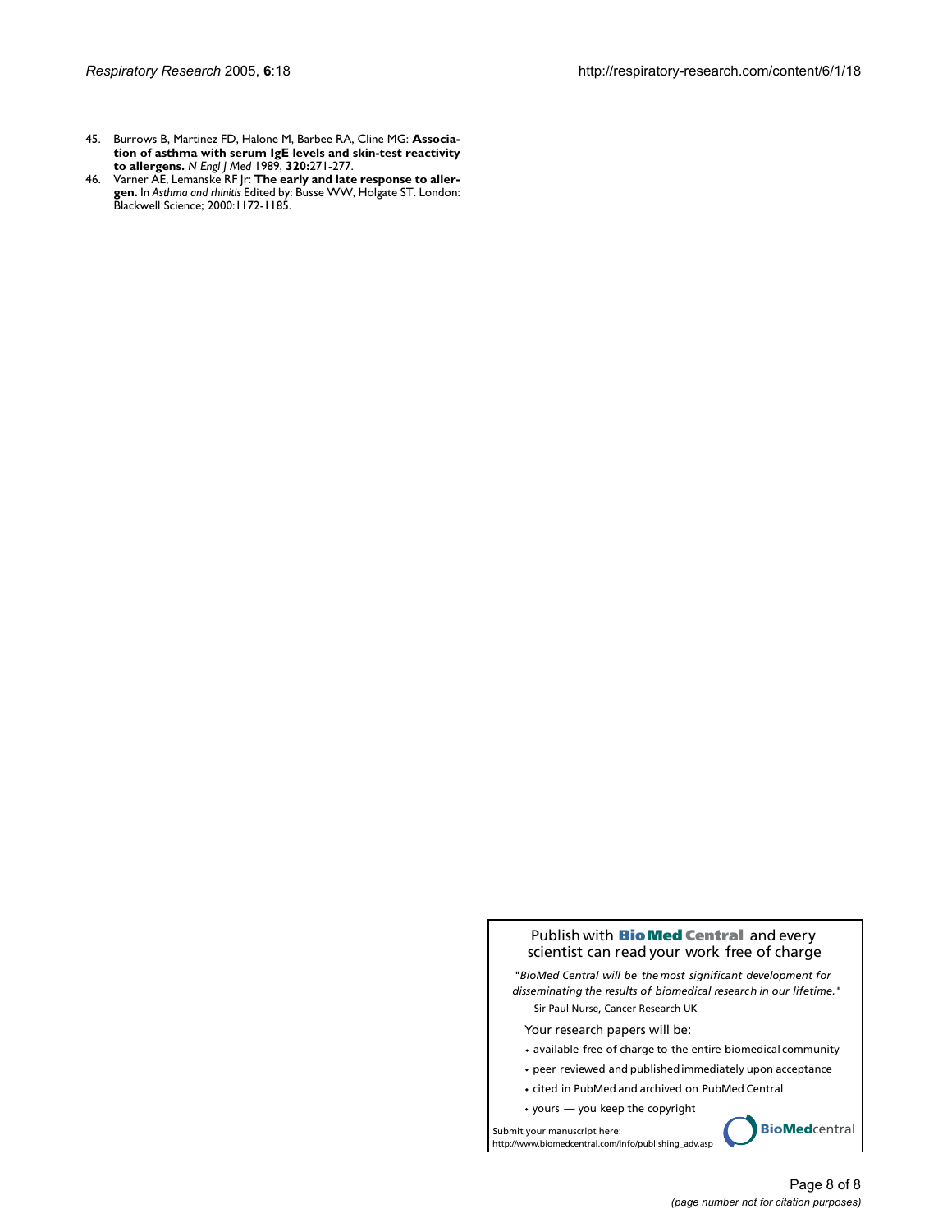45. Burrows B, Martinez FD, Halone M, Barbee RA, Cline MG: **Association of asthma with serum IgE levels and skin-test reactivity to allergens.** *N Engl J Med* 1989, **320:**271-277.
46. Varner AE, Lemanske RF Jr: **The early and late response to allergen.** In *Asthma and rhinitis* Edited by: Busse WW, Holgate ST. London: Blackwell Science; 2000:1172-1185.

Publish with **BioMed Central** and every scientist can read your work free of charge

*"BioMed Central will be the most significant development for disseminating the results of biomedical research in our lifetime."*

Sir Paul Nurse, Cancer Research UK

Your research papers will be:

- available free of charge to the entire biomedical community
- peer reviewed and published immediately upon acceptance
- cited in PubMed and archived on PubMed Central
- yours — you keep the copyright

Submit your manuscript here:
http://www.biomedcentral.com/info/publishing_adv.asp

**BioMed**central